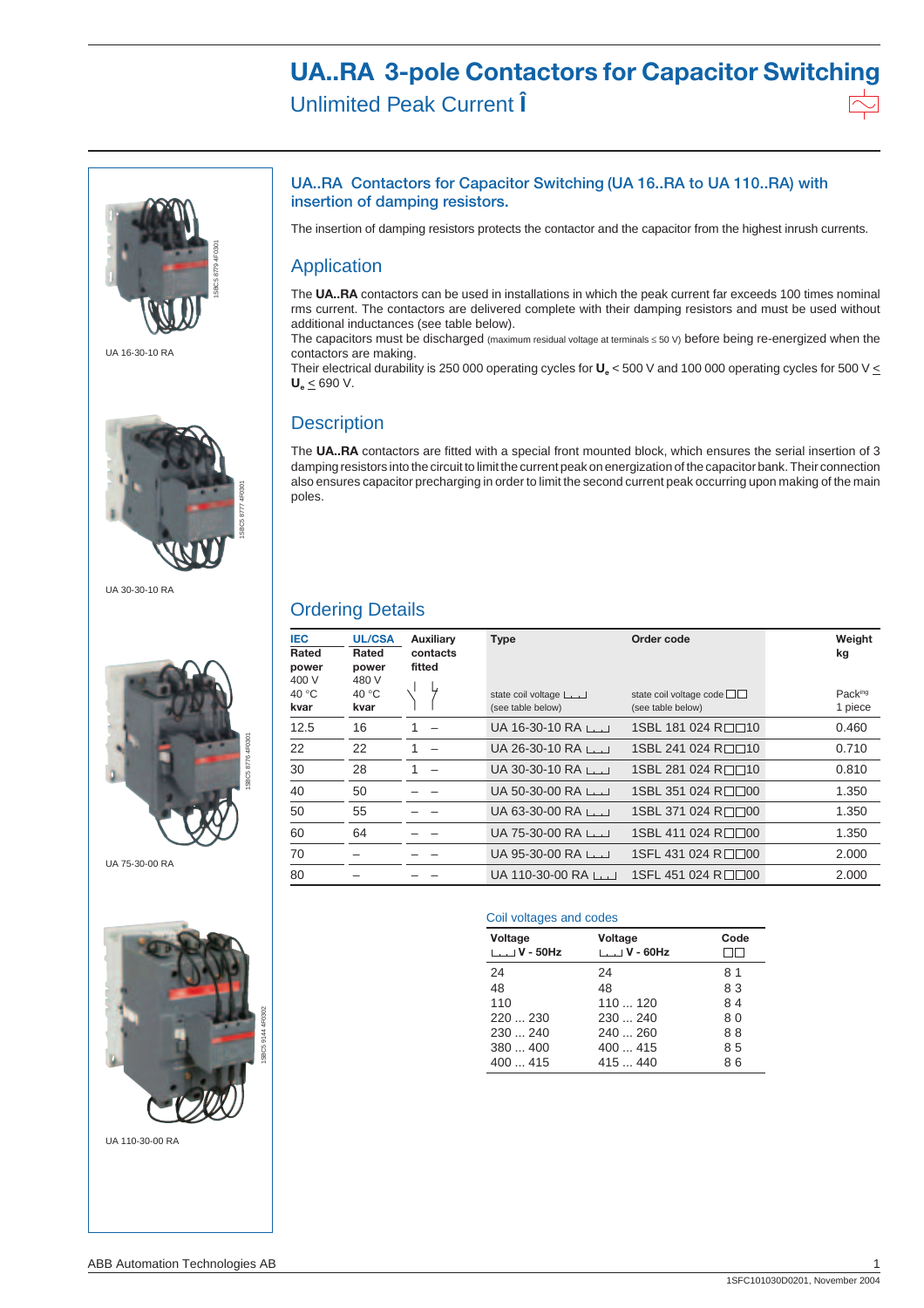# UA..RA 3-pole Contactors for Capacitor Switching

Unlimited Peak Current Î

UA 16-30-10 RA

UA 30-30-10 RA

UA 75-30-00 RA

UA 110-30-00 RA

## UA..RA Contactors for Capacitor Switching (UA 16..RA to UA 110..RA) with insertion of damping resistors.

The insertion of damping resistors protects the contactor and the capacitor from the highest inrush currents.

## Application

The **UA..RA** contactors can be used in installations in which the peak current far exceeds 100 times nominal rms current. The contactors are delivered complete with their damping resistors and must be used without additional inductances (see table below).

The capacitors must be discharged (maximum residual voltage at terminals ≤ 50 V) before being re-energized when the contactors are making.

Their electrical durability is 250 000 operating cycles for $U_e$ < 500 V and 100 000 operating cycles for 500 V ≤ $U_e$ ≤ 690 V.

## Description

The **UA..RA** contactors are fitted with a special front mounted block, which ensures the serial insertion of 3 damping resistors into the circuit to limit the current peak on energization of the capacitor bank. Their connection also ensures capacitor precharging in order to limit the second current peak occurring upon making of the main poles.

## Ordering Details

| IEC Rated power 400 V 40 °C kvar | UL/CSA Rated power 480 V 40 °C kvar | Auxiliary contacts fitted (NO) | Auxiliary contacts fitted (NC) | Type state coil voltage ⌴ (see table below) | Order code state coil voltage code □□ (see table below) | Weight kg Packing 1 piece |
|---|---|---|---|---|---|---|
| 12.5 | 16 | 1 | – | UA 16-30-10 RA ⌴ | 1SBL 181 024 R□□10 | 0.460 |
| 22 | 22 | 1 | – | UA 26-30-10 RA ⌴ | 1SBL 241 024 R□□10 | 0.710 |
| 30 | 28 | 1 | – | UA 30-30-10 RA ⌴ | 1SBL 281 024 R□□10 | 0.810 |
| 40 | 50 | – | – | UA 50-30-00 RA ⌴ | 1SBL 351 024 R□□00 | 1.350 |
| 50 | 55 | – | – | UA 63-30-00 RA ⌴ | 1SBL 371 024 R□□00 | 1.350 |
| 60 | 64 | – | – | UA 75-30-00 RA ⌴ | 1SBL 411 024 R□□00 | 1.350 |
| 70 | – | – | – | UA 95-30-00 RA ⌴ | 1SFL 431 024 R□□00 | 2.000 |
| 80 | – | – | – | UA 110-30-00 RA ⌴ | 1SFL 451 024 R□□00 | 2.000 |

### Coil voltages and codes

| Voltage ⌴ V - 50Hz | Voltage ⌴ V - 60Hz | Code □□ |
|---|---|---|
| 24 | 24 | 8 1 |
| 48 | 48 | 8 3 |
| 110 | 110 ... 120 | 8 4 |
| 220 ... 230 | 230 ... 240 | 8 0 |
| 230 ... 240 | 240 ... 260 | 8 8 |
| 380 ... 400 | 400 ... 415 | 8 5 |
| 400 ... 415 | 415 ... 440 | 8 6 |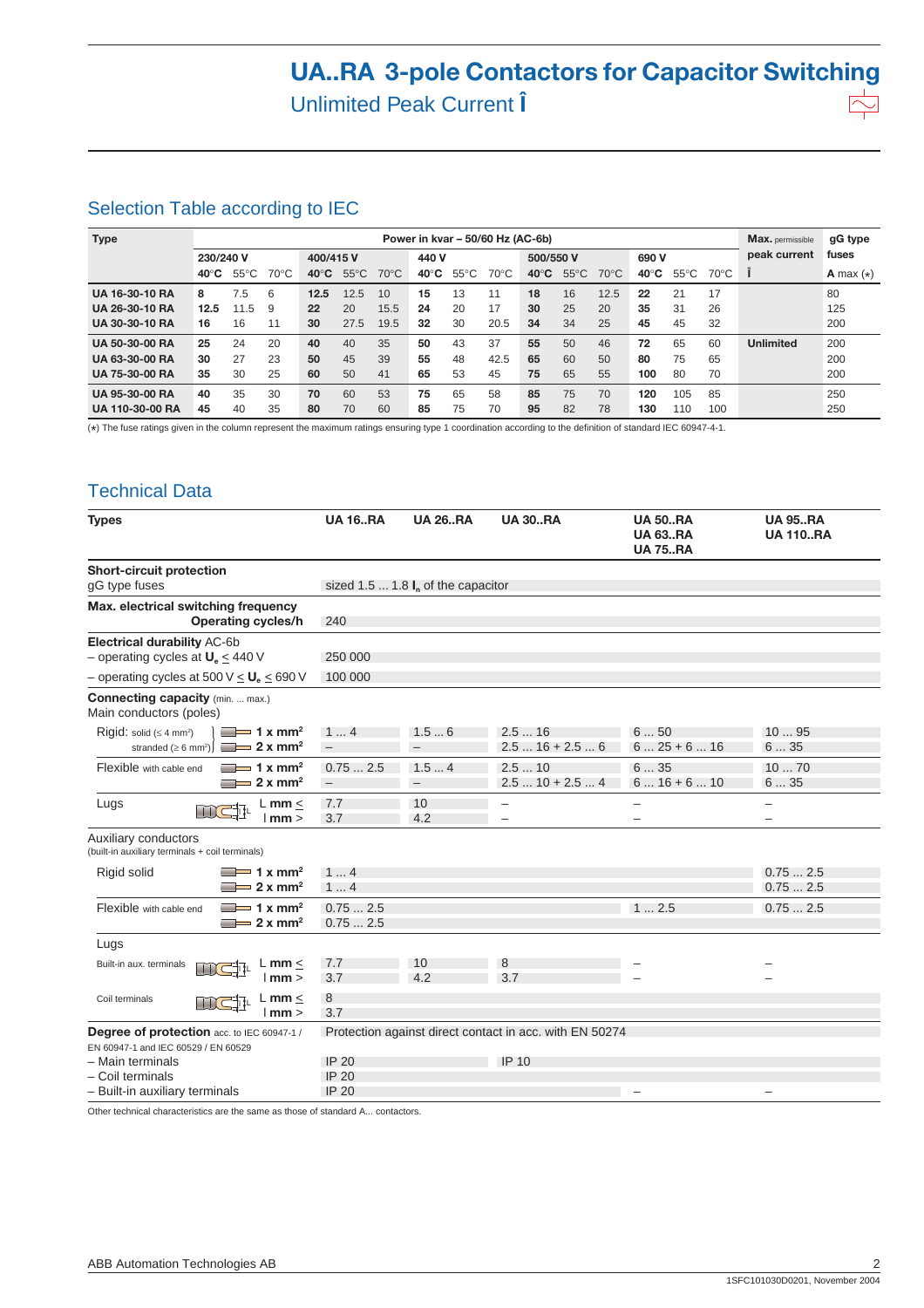# UA..RA 3-pole Contactors for Capacitor Switching

## Unlimited Peak Current Î

## Selection Table according to IEC

| Type | Power in kvar – 50/60 Hz (AC-6b) | | | | | | | | | | | | | | | Max. permissible peak current | gG type fuses |
|---|---|---|---|---|---|---|---|---|---|---|---|---|---|---|---|---|---|
| | 230/240 V | | | 400/415 V | | | 440 V | | | 500/550 V | | | 690 V | | | | |
| | 40°C | 55°C | 70°C | 40°C | 55°C | 70°C | 40°C | 55°C | 70°C | 40°C | 55°C | 70°C | 40°C | 55°C | 70°C | Î | A max (*) |
| **UA 16-30-10 RA** | **8** | 7.5 | 6 | **12.5** | 12.5 | 10 | **15** | 13 | 11 | **18** | 16 | 12.5 | **22** | 21 | 17 | | 80 |
| **UA 26-30-10 RA** | **12.5** | 11.5 | 9 | **22** | 20 | 15.5 | **24** | 20 | 17 | **30** | 25 | 20 | **35** | 31 | 26 | | 125 |
| **UA 30-30-10 RA** | **16** | 16 | 11 | **30** | 27.5 | 19.5 | **32** | 30 | 20.5 | **34** | 34 | 25 | **45** | 45 | 32 | | 200 |
| **UA 50-30-00 RA** | **25** | 24 | 20 | **40** | 40 | 35 | **50** | 43 | 37 | **55** | 50 | 46 | **72** | 65 | 60 | **Unlimited** | 200 |
| **UA 63-30-00 RA** | **30** | 27 | 23 | **50** | 45 | 39 | **55** | 48 | 42.5 | **65** | 60 | 50 | **80** | 75 | 65 | | 200 |
| **UA 75-30-00 RA** | **35** | 30 | 25 | **60** | 50 | 41 | **65** | 53 | 45 | **75** | 65 | 55 | **100** | 80 | 70 | | 200 |
| **UA 95-30-00 RA** | **40** | 35 | 30 | **70** | 60 | 53 | **75** | 65 | 58 | **85** | 75 | 70 | **120** | 105 | 85 | | 250 |
| **UA 110-30-00 RA** | **45** | 40 | 35 | **80** | 70 | 60 | **85** | 75 | 70 | **95** | 82 | 78 | **130** | 110 | 100 | | 250 |

(*) The fuse ratings given in the column represent the maximum ratings ensuring type 1 coordination according to the definition of standard IEC 60947-4-1.

## Technical Data

| Types | | UA 16..RA | UA 26..RA | UA 30..RA | UA 50..RA UA 63..RA UA 75..RA | UA 95..RA UA 110..RA |
|---|---|---|---|---|---|---|
| **Short-circuit protection** gG type fuses | | sized 1.5 ... 1.8 $I_n$ of the capacitor | | | | |
| **Max. electrical switching frequency** | **Operating cycles/h** | 240 | | | | |
| **Electrical durability** AC-6b – operating cycles at $U_e \leq 440$ V | | 250 000 | | | | |
| – operating cycles at 500 V $\leq U_e \leq$ 690 V | | 100 000 | | | | |
| **Connecting capacity** (min. ... max.) Main conductors (poles) | | | | | | |
| Rigid: solid (≤ 4 mm²) | **1 x mm²** | 1 ... 4 | 1.5 ... 6 | 2.5 ... 16 | 6 ... 50 | 10 ... 95 |
| stranded (≥ 6 mm²) | **2 x mm²** | – | – | 2.5 ... 16 + 2.5 ... 6 | 6 ... 25 + 6 ... 16 | 6 ... 35 |
| Flexible with cable end | **1 x mm²** | 0.75 ... 2.5 | 1.5 ... 4 | 2.5 ... 10 | 6 ... 35 | 10 ... 70 |
| | **2 x mm²** | – | – | 2.5 ... 10 + 2.5 ... 4 | 6 ... 16 + 6 ... 10 | 6 ... 35 |
| Lugs | **L mm ≤** | 7.7 | 10 | – | – | – |
| | **l mm >** | 3.7 | 4.2 | – | – | – |
| Auxiliary conductors (built-in auxiliary terminals + coil terminals) | | | | | | |
| Rigid solid | **1 x mm²** | 1 ... 4 | | | | 0.75 ... 2.5 |
| | **2 x mm²** | 1 ... 4 | | | | 0.75 ... 2.5 |
| Flexible with cable end | **1 x mm²** | 0.75 ... 2.5 | | | 1 ... 2.5 | 0.75 ... 2.5 |
| | **2 x mm²** | 0.75 ... 2.5 | | | | |
| Lugs | | | | | | |
| Built-in aux. terminals | **L mm ≤** | 7.7 | 10 | 8 | – | – |
| | **l mm >** | 3.7 | 4.2 | 3.7 | – | – |
| Coil terminals | **L mm ≤** | 8 | | | | |
| | **l mm >** | 3.7 | | | | |
| **Degree of protection** acc. to IEC 60947-1 / EN 60947-1 and IEC 60529 / EN 60529 | | Protection against direct contact in acc. with EN 50274 | | | | |
| – Main terminals | | IP 20 | | IP 10 | | |
| – Coil terminals | | IP 20 | | | | |
| – Built-in auxiliary terminals | | IP 20 | | | – | – |

Other technical characteristics are the same as those of standard A... contactors.

ABB Automation Technologies AB

1SFC101030D0201, November 2004